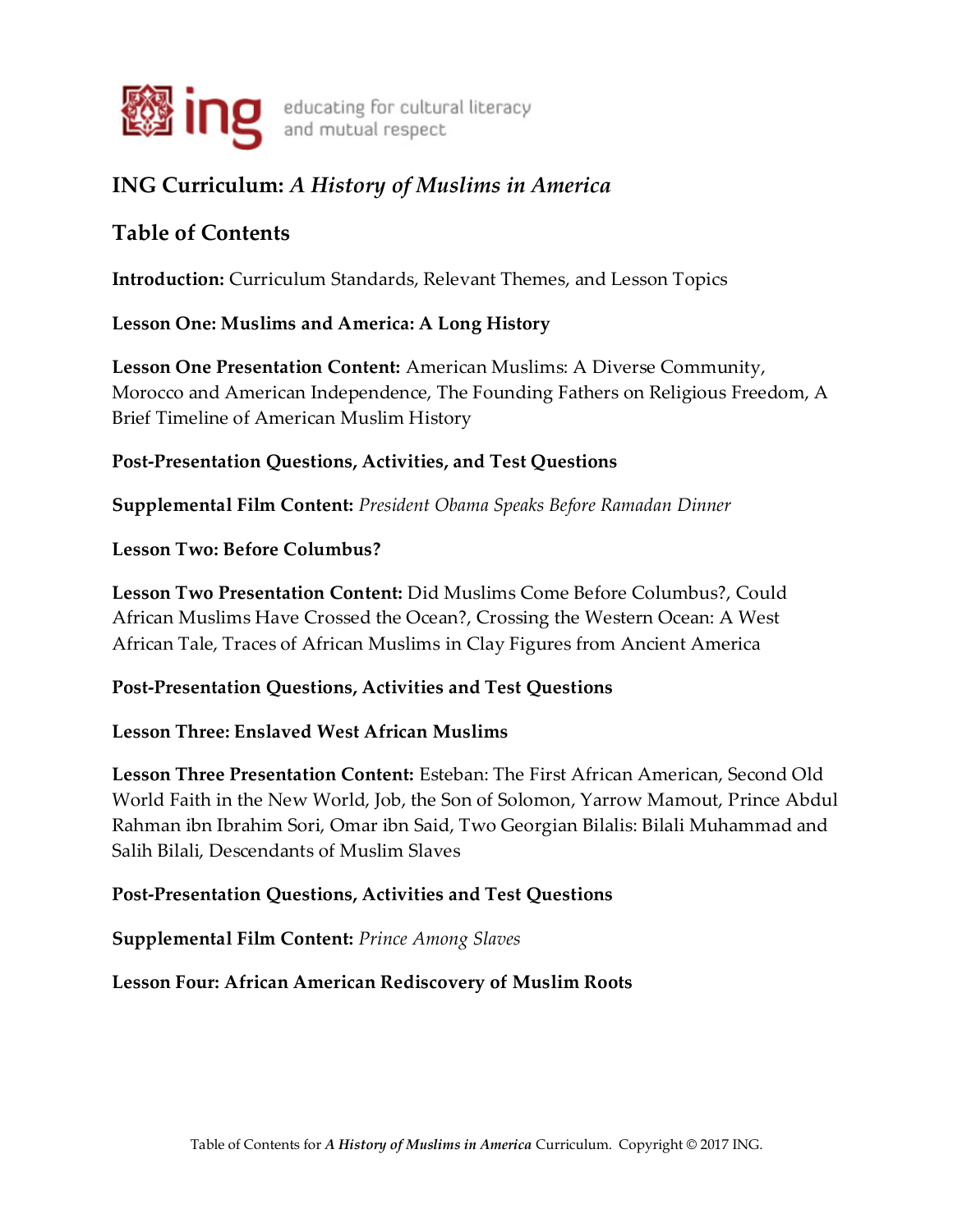ing educating for cultural literacy and mutual respect

## ING Curriculum: *A History of Muslims in America*

## Table of Contents

**Introduction:** Curriculum Standards, Relevant Themes, and Lesson Topics

**Lesson One: Muslims and America: A Long History**

**Lesson One Presentation Content:** American Muslims: A Diverse Community, Morocco and American Independence, The Founding Fathers on Religious Freedom, A Brief Timeline of American Muslim History

**Post-Presentation Questions, Activities, and Test Questions**

**Supplemental Film Content:** *President Obama Speaks Before Ramadan Dinner*

**Lesson Two: Before Columbus?**

**Lesson Two Presentation Content:** Did Muslims Come Before Columbus?, Could African Muslims Have Crossed the Ocean?, Crossing the Western Ocean: A West African Tale, Traces of African Muslims in Clay Figures from Ancient America

**Post-Presentation Questions, Activities and Test Questions**

**Lesson Three: Enslaved West African Muslims**

**Lesson Three Presentation Content:** Esteban: The First African American, Second Old World Faith in the New World, Job, the Son of Solomon, Yarrow Mamout, Prince Abdul Rahman ibn Ibrahim Sori, Omar ibn Said, Two Georgian Bilalis: Bilali Muhammad and Salih Bilali, Descendants of Muslim Slaves

**Post-Presentation Questions, Activities and Test Questions**

**Supplemental Film Content:** *Prince Among Slaves*

**Lesson Four: African American Rediscovery of Muslim Roots**

Table of Contents for ***A History of Muslims in America*** Curriculum. Copyright © 2017 ING.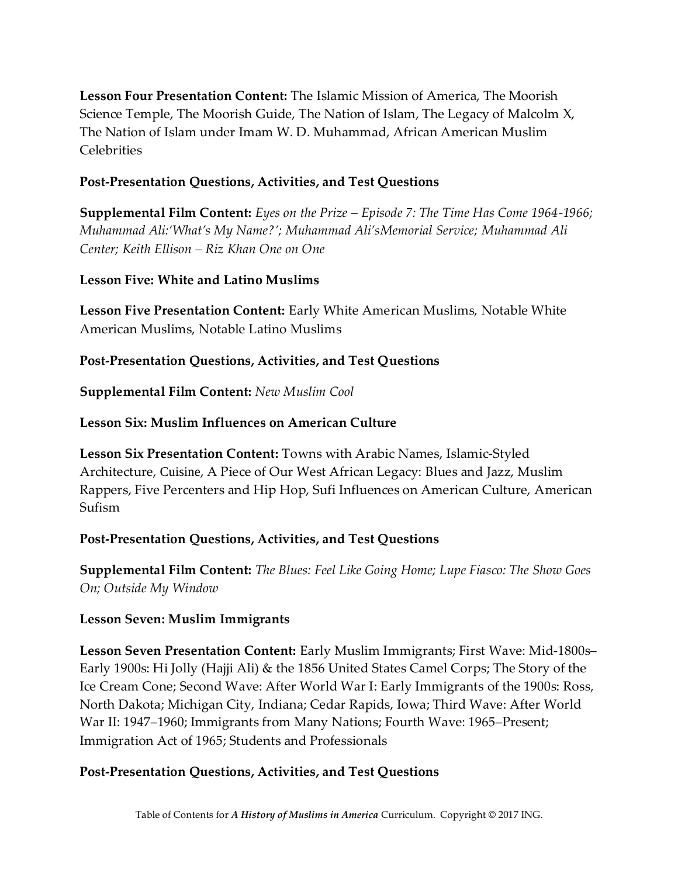**Lesson Four Presentation Content:** The Islamic Mission of America, The Moorish Science Temple, The Moorish Guide, The Nation of Islam, The Legacy of Malcolm X, The Nation of Islam under Imam W. D. Muhammad, African American Muslim Celebrities

**Post-Presentation Questions, Activities, and Test Questions**

**Supplemental Film Content:** *Eyes on the Prize – Episode 7: The Time Has Come 1964-1966; Muhammad Ali:'What's My Name?'; Muhammad Ali'sMemorial Service; Muhammad Ali Center; Keith Ellison – Riz Khan One on One*

**Lesson Five: White and Latino Muslims**

**Lesson Five Presentation Content:** Early White American Muslims, Notable White American Muslims, Notable Latino Muslims

**Post-Presentation Questions, Activities, and Test Questions**

**Supplemental Film Content:** *New Muslim Cool*

**Lesson Six: Muslim Influences on American Culture**

**Lesson Six Presentation Content:** Towns with Arabic Names, Islamic-Styled Architecture, Cuisine, A Piece of Our West African Legacy: Blues and Jazz, Muslim Rappers, Five Percenters and Hip Hop, Sufi Influences on American Culture, American Sufism

**Post-Presentation Questions, Activities, and Test Questions**

**Supplemental Film Content:** *The Blues: Feel Like Going Home; Lupe Fiasco: The Show Goes On; Outside My Window*

**Lesson Seven: Muslim Immigrants**

**Lesson Seven Presentation Content:** Early Muslim Immigrants; First Wave: Mid-1800s–Early 1900s: Hi Jolly (Hajji Ali) & the 1856 United States Camel Corps; The Story of the Ice Cream Cone; Second Wave: After World War I: Early Immigrants of the 1900s: Ross, North Dakota; Michigan City, Indiana; Cedar Rapids, Iowa; Third Wave: After World War II: 1947–1960; Immigrants from Many Nations; Fourth Wave: 1965–Present; Immigration Act of 1965; Students and Professionals

**Post-Presentation Questions, Activities, and Test Questions**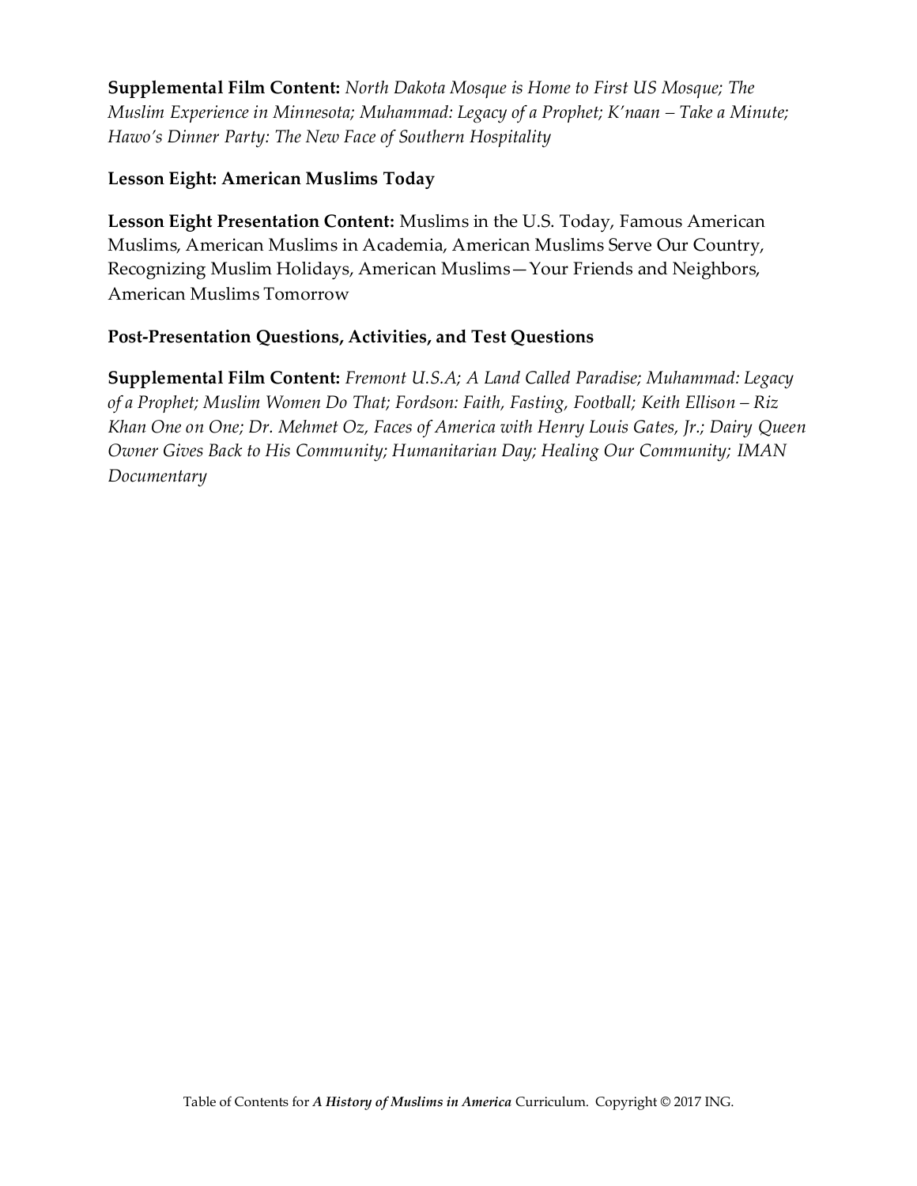**Supplemental Film Content:** *North Dakota Mosque is Home to First US Mosque; The Muslim Experience in Minnesota; Muhammad: Legacy of a Prophet; K'naan – Take a Minute; Hawo's Dinner Party: The New Face of Southern Hospitality*

**Lesson Eight: American Muslims Today**

**Lesson Eight Presentation Content:** Muslims in the U.S. Today, Famous American Muslims, American Muslims in Academia, American Muslims Serve Our Country, Recognizing Muslim Holidays, American Muslims—Your Friends and Neighbors, American Muslims Tomorrow

**Post-Presentation Questions, Activities, and Test Questions**

**Supplemental Film Content:** *Fremont U.S.A; A Land Called Paradise; Muhammad: Legacy of a Prophet; Muslim Women Do That; Fordson: Faith, Fasting, Football; Keith Ellison – Riz Khan One on One; Dr. Mehmet Oz, Faces of America with Henry Louis Gates, Jr.; Dairy Queen Owner Gives Back to His Community; Humanitarian Day; Healing Our Community; IMAN Documentary*